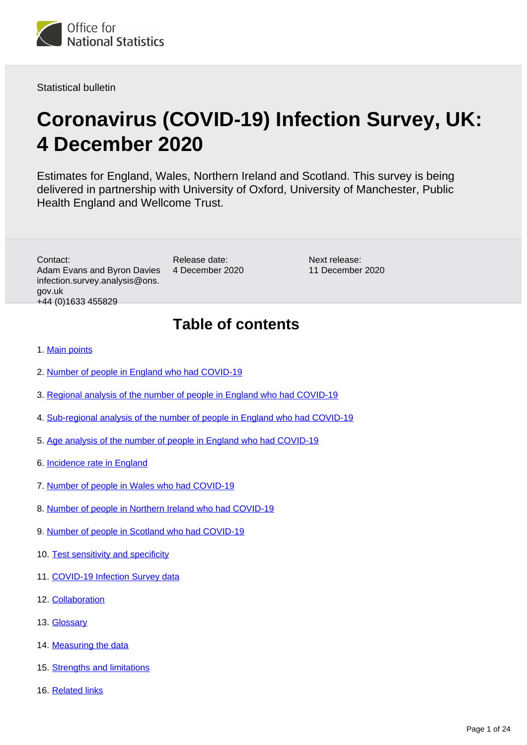Office for National Statistics

Statistical bulletin

# Coronavirus (COVID-19) Infection Survey, UK: 4 December 2020

Estimates for England, Wales, Northern Ireland and Scotland. This survey is being delivered in partnership with University of Oxford, University of Manchester, Public Health England and Wellcome Trust.

Contact:
Adam Evans and Byron Davies
infection.survey.analysis@ons.gov.uk
+44 (0)1633 455829

Release date:
4 December 2020

Next release:
11 December 2020

## Table of contents

1. Main points
2. Number of people in England who had COVID-19
3. Regional analysis of the number of people in England who had COVID-19
4. Sub-regional analysis of the number of people in England who had COVID-19
5. Age analysis of the number of people in England who had COVID-19
6. Incidence rate in England
7. Number of people in Wales who had COVID-19
8. Number of people in Northern Ireland who had COVID-19
9. Number of people in Scotland who had COVID-19
10. Test sensitivity and specificity
11. COVID-19 Infection Survey data
12. Collaboration
13. Glossary
14. Measuring the data
15. Strengths and limitations
16. Related links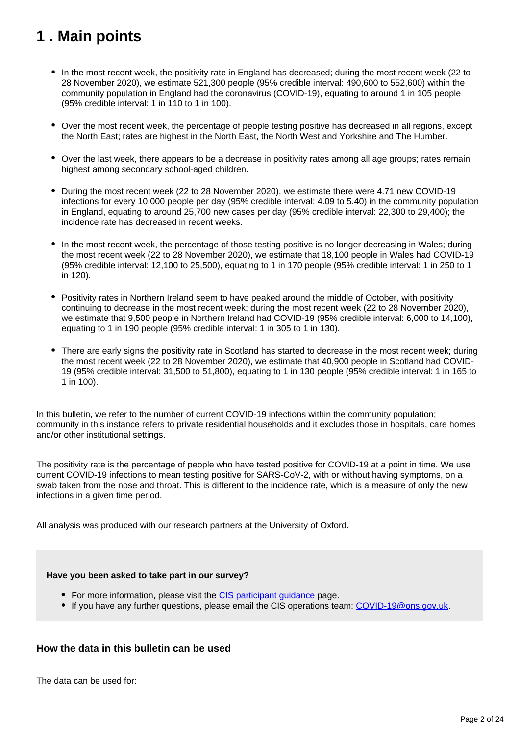# 1 . Main points

- In the most recent week, the positivity rate in England has decreased; during the most recent week (22 to 28 November 2020), we estimate 521,300 people (95% credible interval: 490,600 to 552,600) within the community population in England had the coronavirus (COVID-19), equating to around 1 in 105 people (95% credible interval: 1 in 110 to 1 in 100).

- Over the most recent week, the percentage of people testing positive has decreased in all regions, except the North East; rates are highest in the North East, the North West and Yorkshire and The Humber.

- Over the last week, there appears to be a decrease in positivity rates among all age groups; rates remain highest among secondary school-aged children.

- During the most recent week (22 to 28 November 2020), we estimate there were 4.71 new COVID-19 infections for every 10,000 people per day (95% credible interval: 4.09 to 5.40) in the community population in England, equating to around 25,700 new cases per day (95% credible interval: 22,300 to 29,400); the incidence rate has decreased in recent weeks.

- In the most recent week, the percentage of those testing positive is no longer decreasing in Wales; during the most recent week (22 to 28 November 2020), we estimate that 18,100 people in Wales had COVID-19 (95% credible interval: 12,100 to 25,500), equating to 1 in 170 people (95% credible interval: 1 in 250 to 1 in 120).

- Positivity rates in Northern Ireland seem to have peaked around the middle of October, with positivity continuing to decrease in the most recent week; during the most recent week (22 to 28 November 2020), we estimate that 9,500 people in Northern Ireland had COVID-19 (95% credible interval: 6,000 to 14,100), equating to 1 in 190 people (95% credible interval: 1 in 305 to 1 in 130).

- There are early signs the positivity rate in Scotland has started to decrease in the most recent week; during the most recent week (22 to 28 November 2020), we estimate that 40,900 people in Scotland had COVID-19 (95% credible interval: 31,500 to 51,800), equating to 1 in 130 people (95% credible interval: 1 in 165 to 1 in 100).

In this bulletin, we refer to the number of current COVID-19 infections within the community population; community in this instance refers to private residential households and it excludes those in hospitals, care homes and/or other institutional settings.

The positivity rate is the percentage of people who have tested positive for COVID-19 at a point in time. We use current COVID-19 infections to mean testing positive for SARS-CoV-2, with or without having symptoms, on a swab taken from the nose and throat. This is different to the incidence rate, which is a measure of only the new infections in a given time period.

All analysis was produced with our research partners at the University of Oxford.

**Have you been asked to take part in our survey?**

- For more information, please visit the CIS participant guidance page.
- If you have any further questions, please email the CIS operations team: COVID-19@ons.gov.uk.

### How the data in this bulletin can be used

The data can be used for: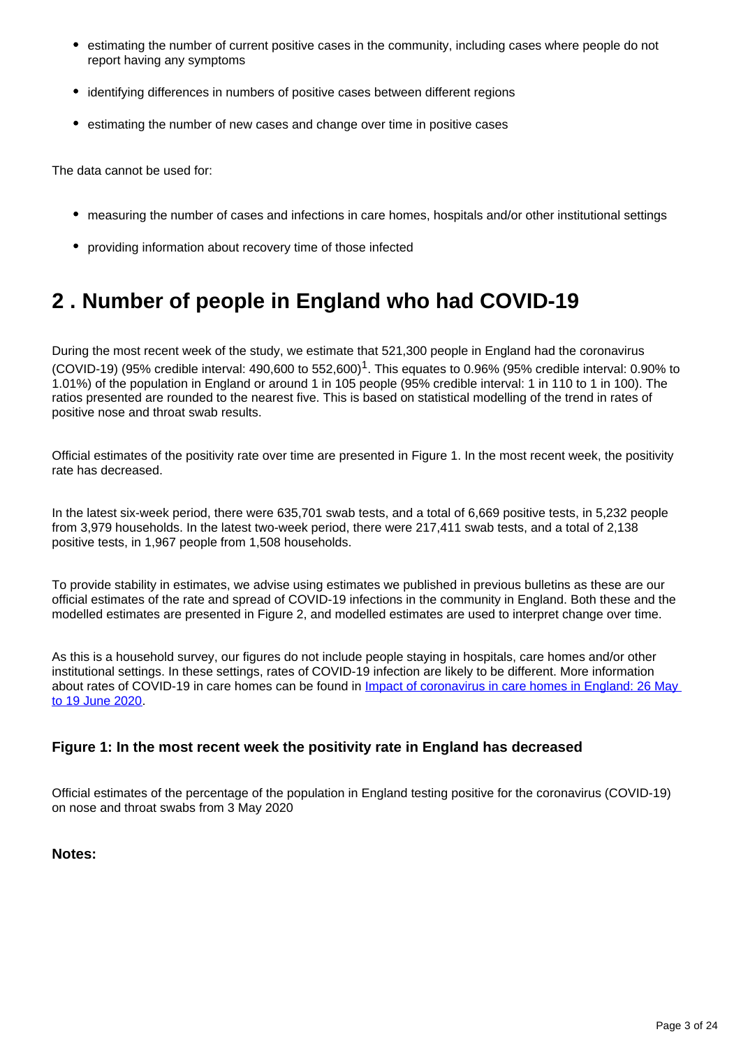- estimating the number of current positive cases in the community, including cases where people do not report having any symptoms
- identifying differences in numbers of positive cases between different regions
- estimating the number of new cases and change over time in positive cases

The data cannot be used for:

- measuring the number of cases and infections in care homes, hospitals and/or other institutional settings
- providing information about recovery time of those infected

## 2 . Number of people in England who had COVID-19

During the most recent week of the study, we estimate that 521,300 people in England had the coronavirus (COVID-19) (95% credible interval: 490,600 to 552,600)[1]. This equates to 0.96% (95% credible interval: 0.90% to 1.01%) of the population in England or around 1 in 105 people (95% credible interval: 1 in 110 to 1 in 100). The ratios presented are rounded to the nearest five. This is based on statistical modelling of the trend in rates of positive nose and throat swab results.

Official estimates of the positivity rate over time are presented in Figure 1. In the most recent week, the positivity rate has decreased.

In the latest six-week period, there were 635,701 swab tests, and a total of 6,669 positive tests, in 5,232 people from 3,979 households. In the latest two-week period, there were 217,411 swab tests, and a total of 2,138 positive tests, in 1,967 people from 1,508 households.

To provide stability in estimates, we advise using estimates we published in previous bulletins as these are our official estimates of the rate and spread of COVID-19 infections in the community in England. Both these and the modelled estimates are presented in Figure 2, and modelled estimates are used to interpret change over time.

As this is a household survey, our figures do not include people staying in hospitals, care homes and/or other institutional settings. In these settings, rates of COVID-19 infection are likely to be different. More information about rates of COVID-19 in care homes can be found in [Impact of coronavirus in care homes in England: 26 May to 19 June 2020](#).

### Figure 1: In the most recent week the positivity rate in England has decreased

Official estimates of the percentage of the population in England testing positive for the coronavirus (COVID-19) on nose and throat swabs from 3 May 2020

**Notes:**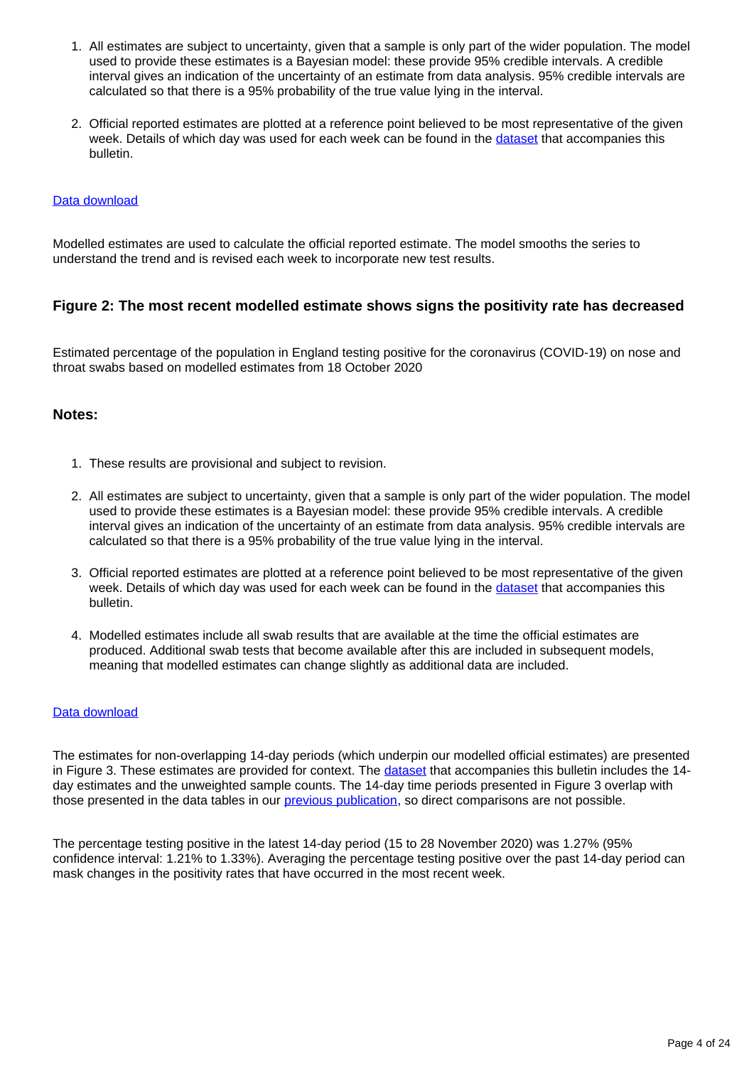1. All estimates are subject to uncertainty, given that a sample is only part of the wider population. The model used to provide these estimates is a Bayesian model: these provide 95% credible intervals. A credible interval gives an indication of the uncertainty of an estimate from data analysis. 95% credible intervals are calculated so that there is a 95% probability of the true value lying in the interval.

2. Official reported estimates are plotted at a reference point believed to be most representative of the given week. Details of which day was used for each week can be found in the [dataset] that accompanies this bulletin.

[Data download]

Modelled estimates are used to calculate the official reported estimate. The model smooths the series to understand the trend and is revised each week to incorporate new test results.

### Figure 2: The most recent modelled estimate shows signs the positivity rate has decreased

Estimated percentage of the population in England testing positive for the coronavirus (COVID-19) on nose and throat swabs based on modelled estimates from 18 October 2020

#### Notes:

1. These results are provisional and subject to revision.

2. All estimates are subject to uncertainty, given that a sample is only part of the wider population. The model used to provide these estimates is a Bayesian model: these provide 95% credible intervals. A credible interval gives an indication of the uncertainty of an estimate from data analysis. 95% credible intervals are calculated so that there is a 95% probability of the true value lying in the interval.

3. Official reported estimates are plotted at a reference point believed to be most representative of the given week. Details of which day was used for each week can be found in the [dataset] that accompanies this bulletin.

4. Modelled estimates include all swab results that are available at the time the official estimates are produced. Additional swab tests that become available after this are included in subsequent models, meaning that modelled estimates can change slightly as additional data are included.

[Data download]

The estimates for non-overlapping 14-day periods (which underpin our modelled official estimates) are presented in Figure 3. These estimates are provided for context. The [dataset] that accompanies this bulletin includes the 14-day estimates and the unweighted sample counts. The 14-day time periods presented in Figure 3 overlap with those presented in the data tables in our [previous publication], so direct comparisons are not possible.

The percentage testing positive in the latest 14-day period (15 to 28 November 2020) was 1.27% (95% confidence interval: 1.21% to 1.33%). Averaging the percentage testing positive over the past 14-day period can mask changes in the positivity rates that have occurred in the most recent week.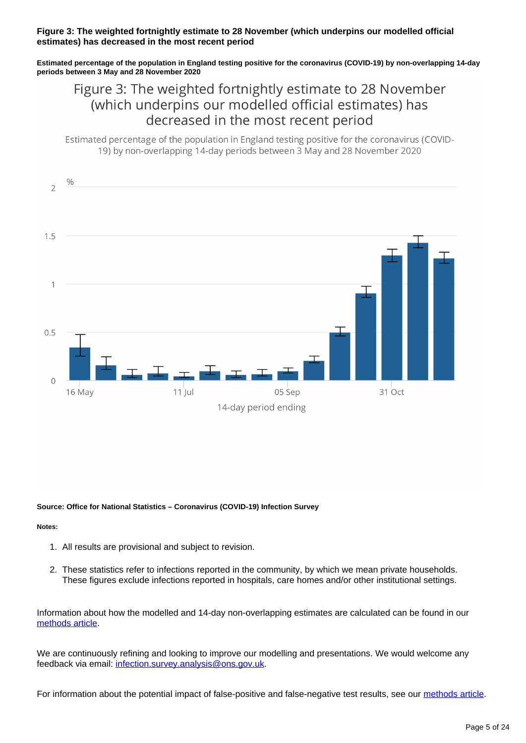**Figure 3: The weighted fortnightly estimate to 28 November (which underpins our modelled official estimates) has decreased in the most recent period**

**Estimated percentage of the population in England testing positive for the coronavirus (COVID-19) by non-overlapping 14-day periods between 3 May and 28 November 2020**

**Source: Office for National Statistics – Coronavirus (COVID-19) Infection Survey**

**Notes:**

1. All results are provisional and subject to revision.
2. These statistics refer to infections reported in the community, by which we mean private households. These figures exclude infections reported in hospitals, care homes and/or other institutional settings.

Information about how the modelled and 14-day non-overlapping estimates are calculated can be found in our methods article.

We are continuously refining and looking to improve our modelling and presentations. We would welcome any feedback via email: infection.survey.analysis@ons.gov.uk.

For information about the potential impact of false-positive and false-negative test results, see our methods article.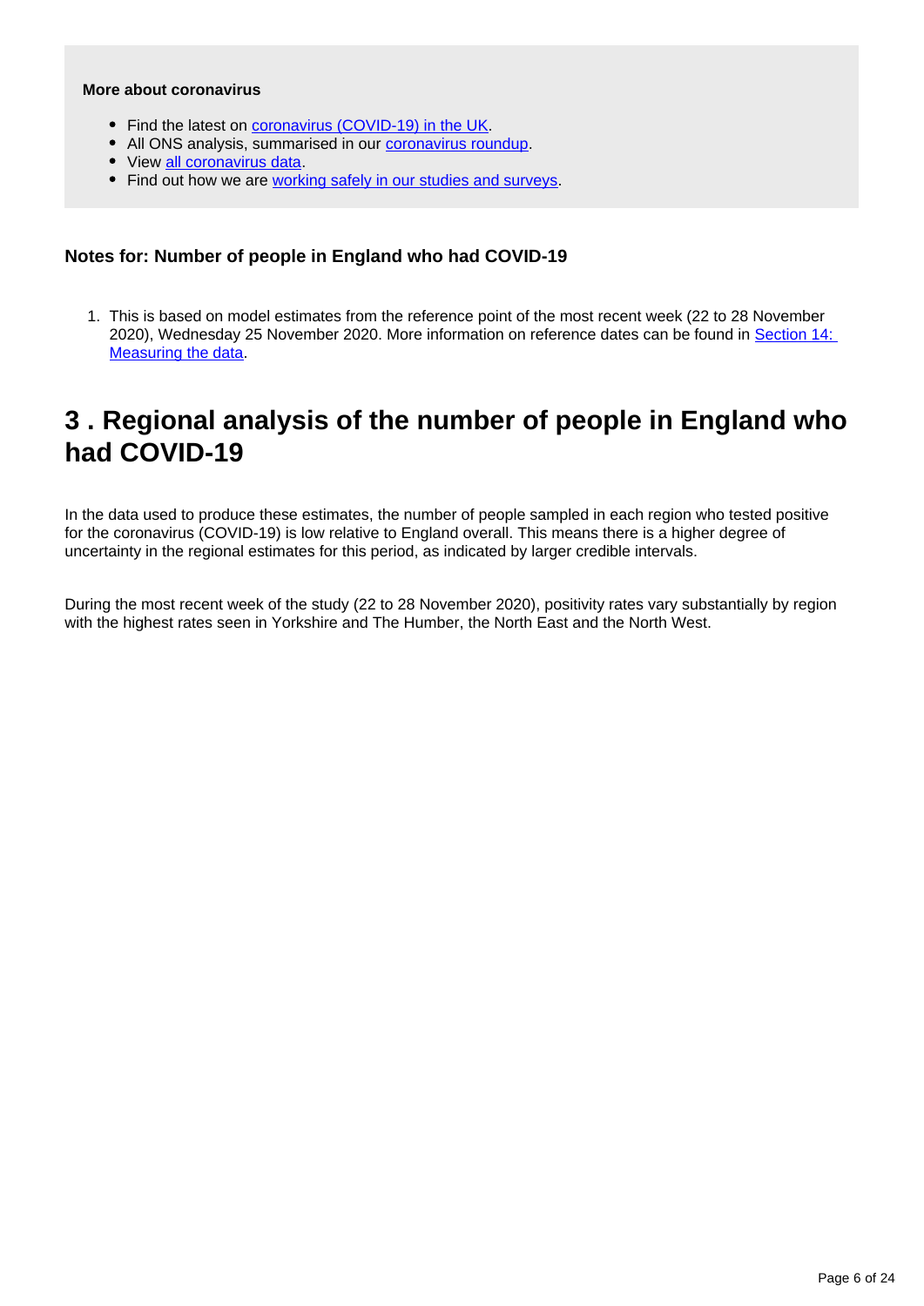**More about coronavirus**

- Find the latest on [coronavirus (COVID-19) in the UK](#).
- All ONS analysis, summarised in our [coronavirus roundup](#).
- View [all coronavirus data](#).
- Find out how we are [working safely in our studies and surveys](#).

### Notes for: Number of people in England who had COVID-19

1. This is based on model estimates from the reference point of the most recent week (22 to 28 November 2020), Wednesday 25 November 2020. More information on reference dates can be found in [Section 14: Measuring the data](#).

## 3 . Regional analysis of the number of people in England who had COVID-19

In the data used to produce these estimates, the number of people sampled in each region who tested positive for the coronavirus (COVID-19) is low relative to England overall. This means there is a higher degree of uncertainty in the regional estimates for this period, as indicated by larger credible intervals.

During the most recent week of the study (22 to 28 November 2020), positivity rates vary substantially by region with the highest rates seen in Yorkshire and The Humber, the North East and the North West.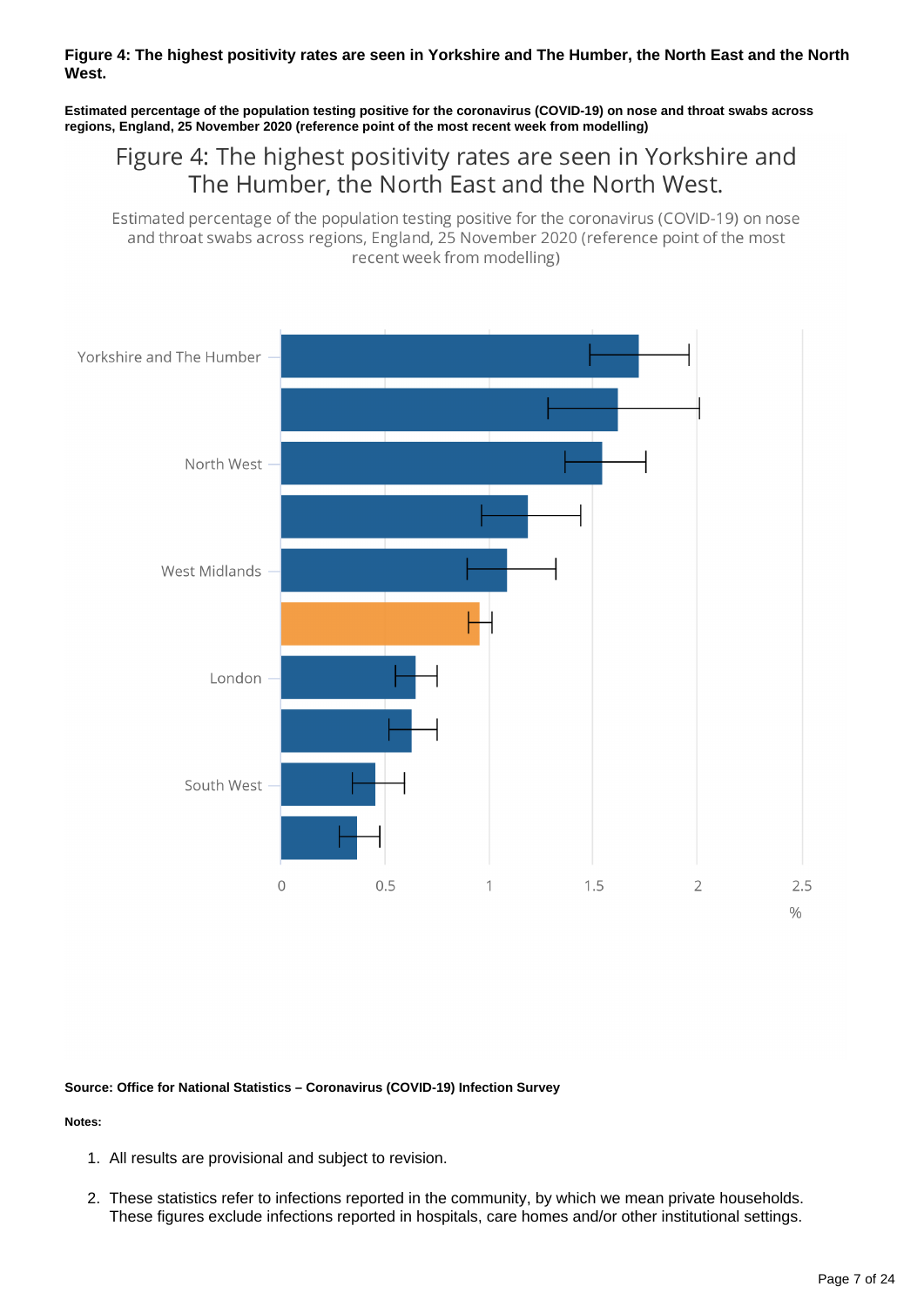**Figure 4: The highest positivity rates are seen in Yorkshire and The Humber, the North East and the North West.**

**Estimated percentage of the population testing positive for the coronavirus (COVID-19) on nose and throat swabs across regions, England, 25 November 2020 (reference point of the most recent week from modelling)**

Figure 4: The highest positivity rates are seen in Yorkshire and The Humber, the North East and the North West.

Estimated percentage of the population testing positive for the coronavirus (COVID-19) on nose and throat swabs across regions, England, 25 November 2020 (reference point of the most recent week from modelling)

Yorkshire and The Humber

North West

West Midlands

London

South West

0 0.5 1 1.5 2 2.5

%

**Source: Office for National Statistics – Coronavirus (COVID-19) Infection Survey**

**Notes:**

1. All results are provisional and subject to revision.
2. These statistics refer to infections reported in the community, by which we mean private households. These figures exclude infections reported in hospitals, care homes and/or other institutional settings.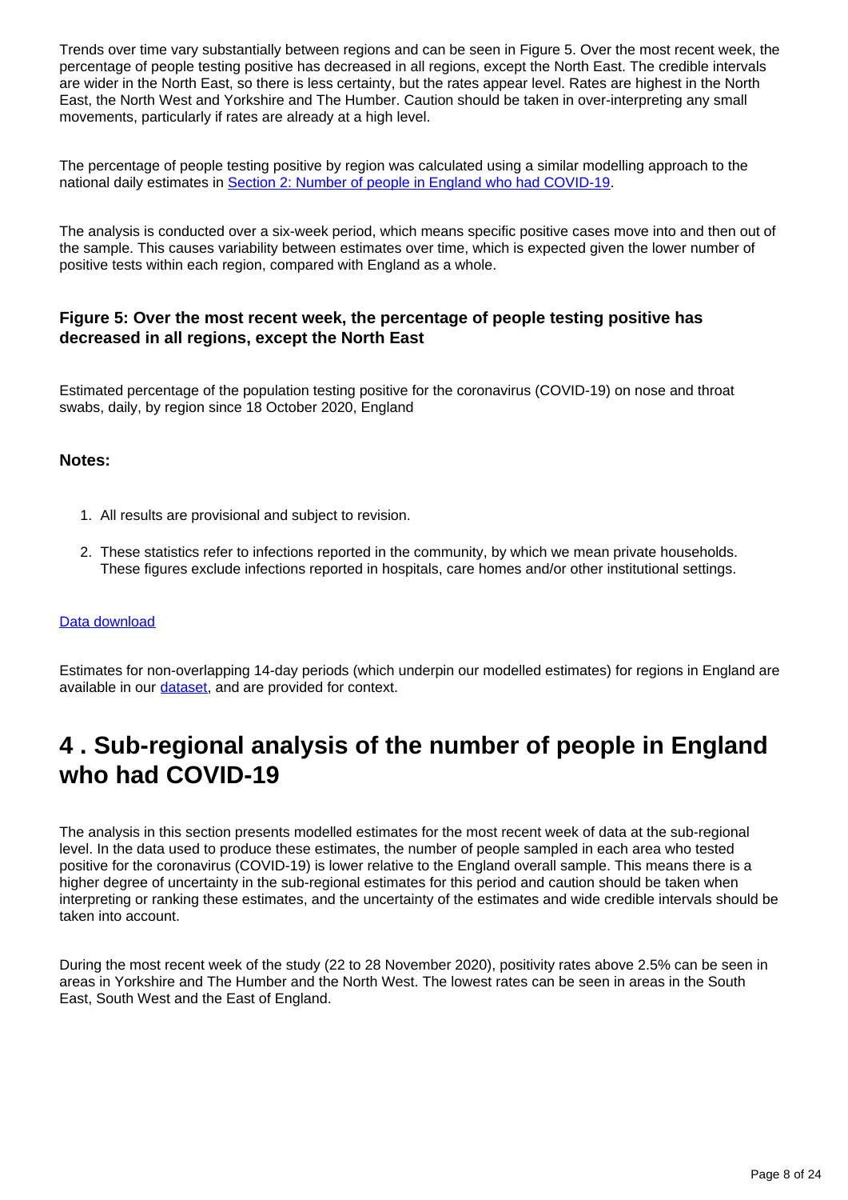Trends over time vary substantially between regions and can be seen in Figure 5. Over the most recent week, the percentage of people testing positive has decreased in all regions, except the North East. The credible intervals are wider in the North East, so there is less certainty, but the rates appear level. Rates are highest in the North East, the North West and Yorkshire and The Humber. Caution should be taken in over-interpreting any small movements, particularly if rates are already at a high level.

The percentage of people testing positive by region was calculated using a similar modelling approach to the national daily estimates in [Section 2: Number of people in England who had COVID-19](#).

The analysis is conducted over a six-week period, which means specific positive cases move into and then out of the sample. This causes variability between estimates over time, which is expected given the lower number of positive tests within each region, compared with England as a whole.

### Figure 5: Over the most recent week, the percentage of people testing positive has decreased in all regions, except the North East

Estimated percentage of the population testing positive for the coronavirus (COVID-19) on nose and throat swabs, daily, by region since 18 October 2020, England

#### Notes:

1. All results are provisional and subject to revision.
2. These statistics refer to infections reported in the community, by which we mean private households. These figures exclude infections reported in hospitals, care homes and/or other institutional settings.

[Data download](#)

Estimates for non-overlapping 14-day periods (which underpin our modelled estimates) for regions in England are available in our [dataset](#), and are provided for context.

## 4 . Sub-regional analysis of the number of people in England who had COVID-19

The analysis in this section presents modelled estimates for the most recent week of data at the sub-regional level. In the data used to produce these estimates, the number of people sampled in each area who tested positive for the coronavirus (COVID-19) is lower relative to the England overall sample. This means there is a higher degree of uncertainty in the sub-regional estimates for this period and caution should be taken when interpreting or ranking these estimates, and the uncertainty of the estimates and wide credible intervals should be taken into account.

During the most recent week of the study (22 to 28 November 2020), positivity rates above 2.5% can be seen in areas in Yorkshire and The Humber and the North West. The lowest rates can be seen in areas in the South East, South West and the East of England.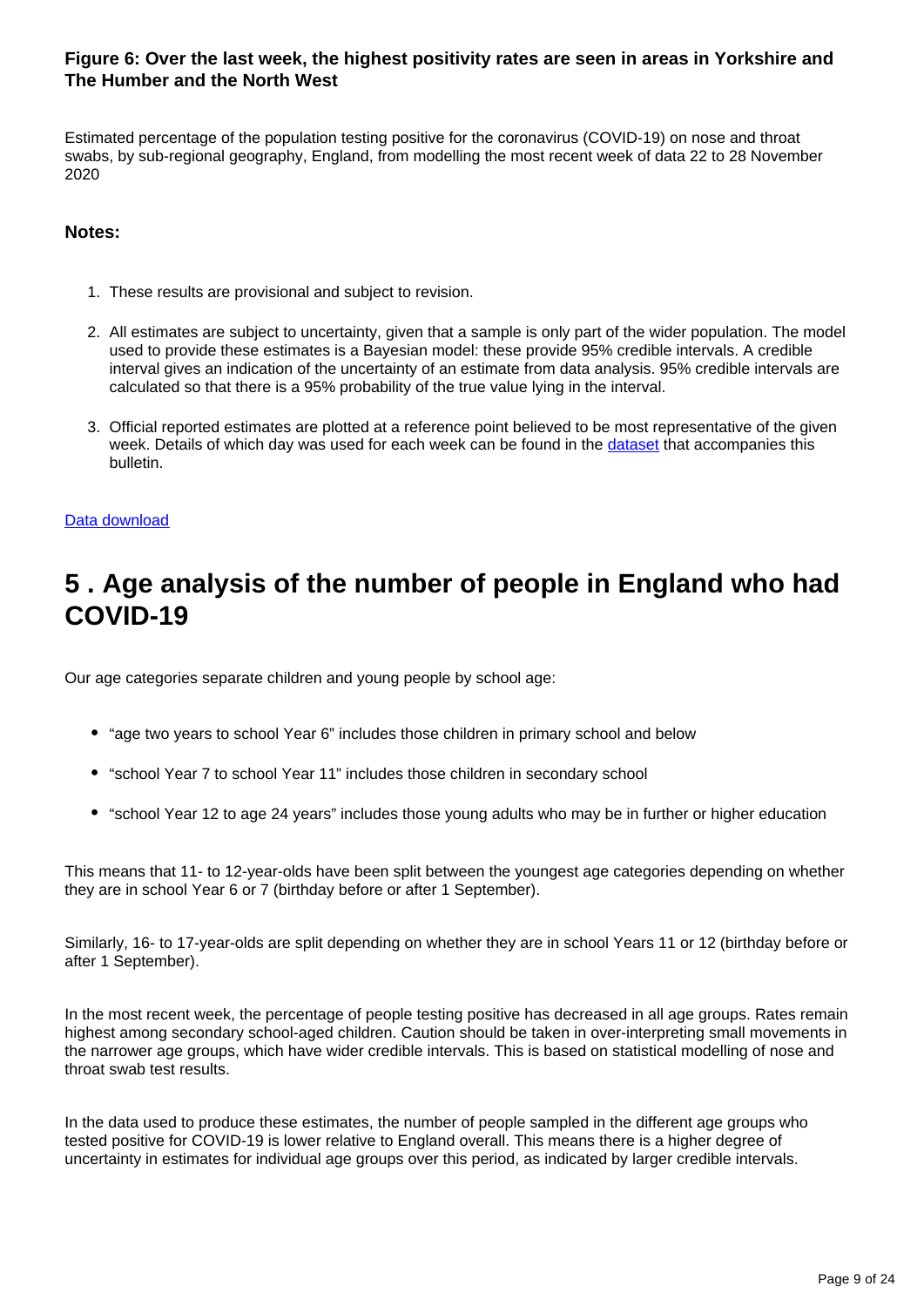### Figure 6: Over the last week, the highest positivity rates are seen in areas in Yorkshire and The Humber and the North West

Estimated percentage of the population testing positive for the coronavirus (COVID-19) on nose and throat swabs, by sub-regional geography, England, from modelling the most recent week of data 22 to 28 November 2020

#### Notes:

1. These results are provisional and subject to revision.
2. All estimates are subject to uncertainty, given that a sample is only part of the wider population. The model used to provide these estimates is a Bayesian model: these provide 95% credible intervals. A credible interval gives an indication of the uncertainty of an estimate from data analysis. 95% credible intervals are calculated so that there is a 95% probability of the true value lying in the interval.
3. Official reported estimates are plotted at a reference point believed to be most representative of the given week. Details of which day was used for each week can be found in the [dataset](#) that accompanies this bulletin.

[Data download](#)

## 5 . Age analysis of the number of people in England who had COVID-19

Our age categories separate children and young people by school age:

- "age two years to school Year 6" includes those children in primary school and below
- "school Year 7 to school Year 11" includes those children in secondary school
- "school Year 12 to age 24 years" includes those young adults who may be in further or higher education

This means that 11- to 12-year-olds have been split between the youngest age categories depending on whether they are in school Year 6 or 7 (birthday before or after 1 September).

Similarly, 16- to 17-year-olds are split depending on whether they are in school Years 11 or 12 (birthday before or after 1 September).

In the most recent week, the percentage of people testing positive has decreased in all age groups. Rates remain highest among secondary school-aged children. Caution should be taken in over-interpreting small movements in the narrower age groups, which have wider credible intervals. This is based on statistical modelling of nose and throat swab test results.

In the data used to produce these estimates, the number of people sampled in the different age groups who tested positive for COVID-19 is lower relative to England overall. This means there is a higher degree of uncertainty in estimates for individual age groups over this period, as indicated by larger credible intervals.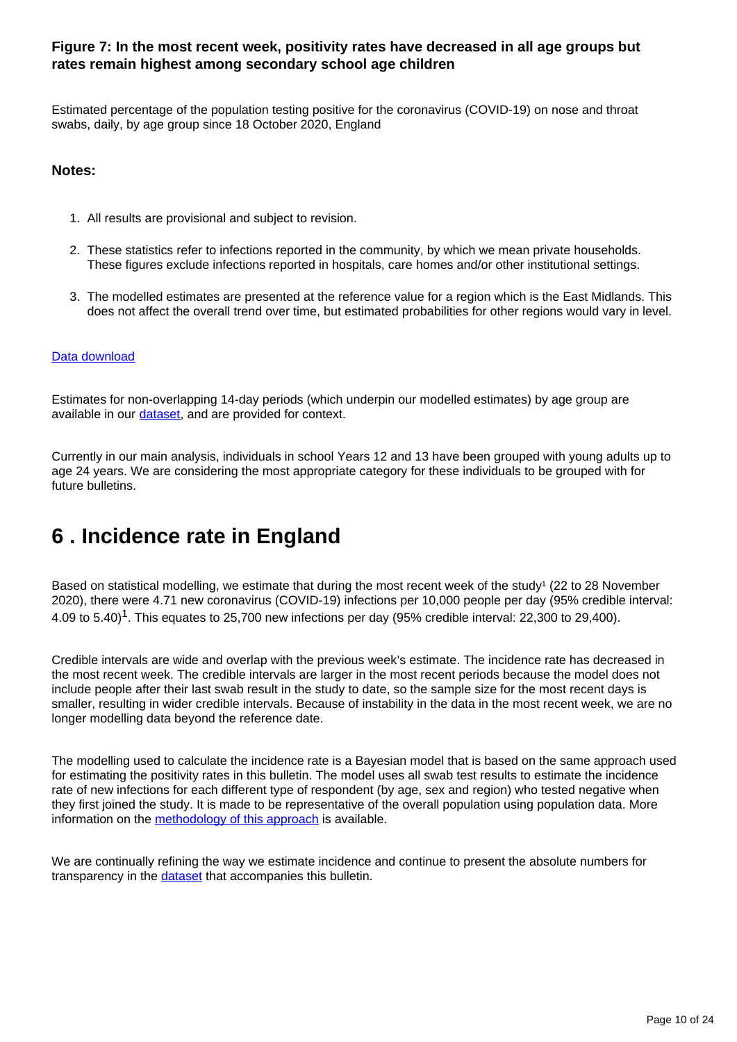### Figure 7: In the most recent week, positivity rates have decreased in all age groups but rates remain highest among secondary school age children

Estimated percentage of the population testing positive for the coronavirus (COVID-19) on nose and throat swabs, daily, by age group since 18 October 2020, England

#### Notes:

1. All results are provisional and subject to revision.
2. These statistics refer to infections reported in the community, by which we mean private households. These figures exclude infections reported in hospitals, care homes and/or other institutional settings.
3. The modelled estimates are presented at the reference value for a region which is the East Midlands. This does not affect the overall trend over time, but estimated probabilities for other regions would vary in level.

Data download

Estimates for non-overlapping 14-day periods (which underpin our modelled estimates) by age group are available in our dataset, and are provided for context.

Currently in our main analysis, individuals in school Years 12 and 13 have been grouped with young adults up to age 24 years. We are considering the most appropriate category for these individuals to be grouped with for future bulletins.

# 6 . Incidence rate in England

Based on statistical modelling, we estimate that during the most recent week of the study[1] (22 to 28 November 2020), there were 4.71 new coronavirus (COVID-19) infections per 10,000 people per day (95% credible interval: 4.09 to 5.40)[1]. This equates to 25,700 new infections per day (95% credible interval: 22,300 to 29,400).

Credible intervals are wide and overlap with the previous week's estimate. The incidence rate has decreased in the most recent week. The credible intervals are larger in the most recent periods because the model does not include people after their last swab result in the study to date, so the sample size for the most recent days is smaller, resulting in wider credible intervals. Because of instability in the data in the most recent week, we are no longer modelling data beyond the reference date.

The modelling used to calculate the incidence rate is a Bayesian model that is based on the same approach used for estimating the positivity rates in this bulletin. The model uses all swab test results to estimate the incidence rate of new infections for each different type of respondent (by age, sex and region) who tested negative when they first joined the study. It is made to be representative of the overall population using population data. More information on the methodology of this approach is available.

We are continually refining the way we estimate incidence and continue to present the absolute numbers for transparency in the dataset that accompanies this bulletin.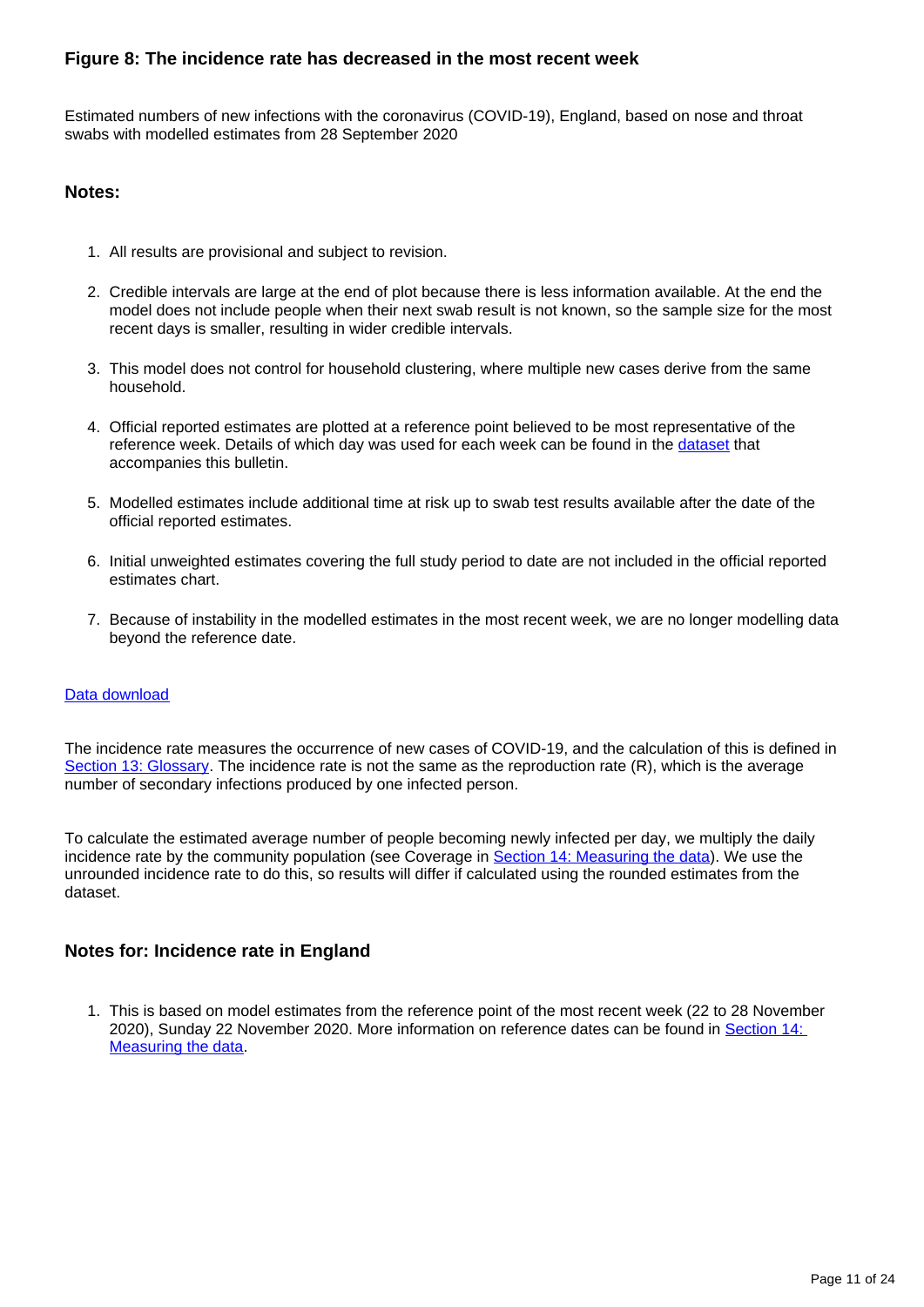### Figure 8: The incidence rate has decreased in the most recent week

Estimated numbers of new infections with the coronavirus (COVID-19), England, based on nose and throat swabs with modelled estimates from 28 September 2020

#### Notes:

1. All results are provisional and subject to revision.
2. Credible intervals are large at the end of plot because there is less information available. At the end the model does not include people when their next swab result is not known, so the sample size for the most recent days is smaller, resulting in wider credible intervals.
3. This model does not control for household clustering, where multiple new cases derive from the same household.
4. Official reported estimates are plotted at a reference point believed to be most representative of the reference week. Details of which day was used for each week can be found in the dataset that accompanies this bulletin.
5. Modelled estimates include additional time at risk up to swab test results available after the date of the official reported estimates.
6. Initial unweighted estimates covering the full study period to date are not included in the official reported estimates chart.
7. Because of instability in the modelled estimates in the most recent week, we are no longer modelling data beyond the reference date.

Data download

The incidence rate measures the occurrence of new cases of COVID-19, and the calculation of this is defined in Section 13: Glossary. The incidence rate is not the same as the reproduction rate (R), which is the average number of secondary infections produced by one infected person.

To calculate the estimated average number of people becoming newly infected per day, we multiply the daily incidence rate by the community population (see Coverage in Section 14: Measuring the data). We use the unrounded incidence rate to do this, so results will differ if calculated using the rounded estimates from the dataset.

#### Notes for: Incidence rate in England

1. This is based on model estimates from the reference point of the most recent week (22 to 28 November 2020), Sunday 22 November 2020. More information on reference dates can be found in Section 14: Measuring the data.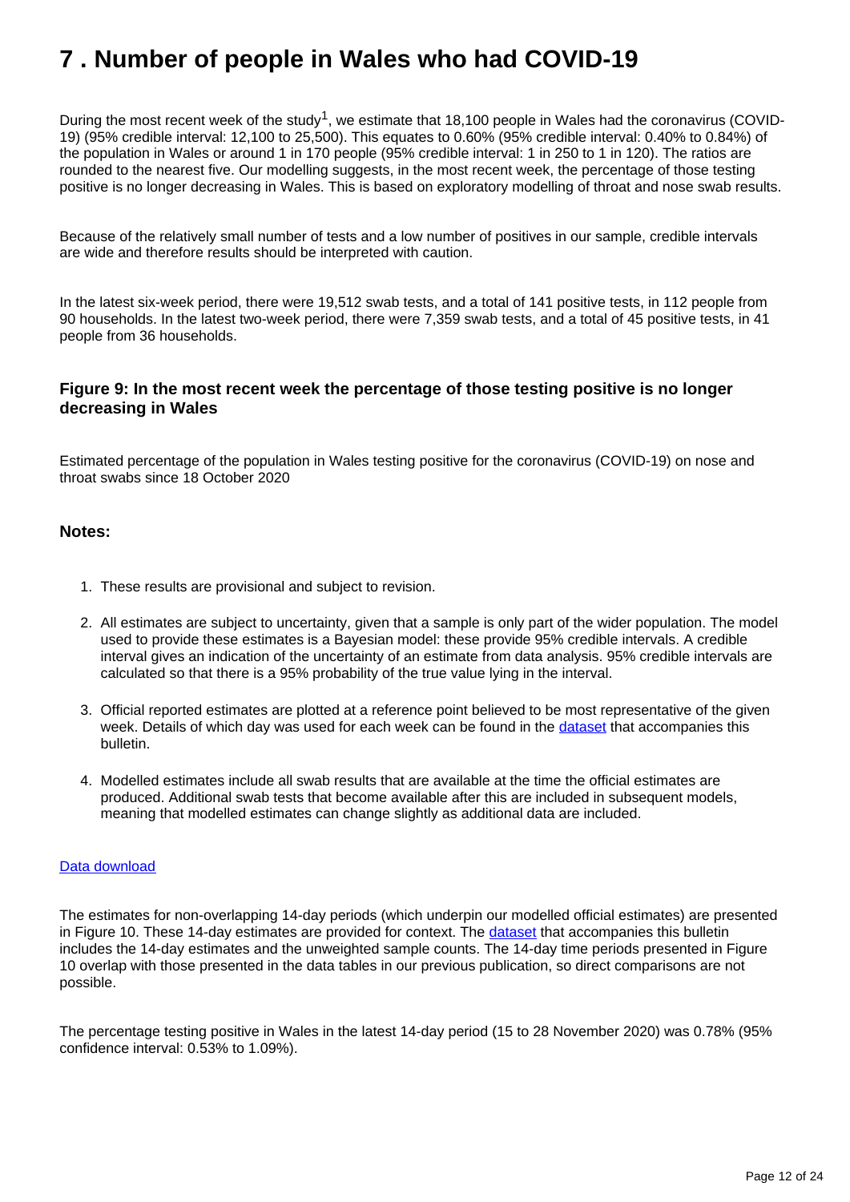# 7 . Number of people in Wales who had COVID-19

During the most recent week of the study[1], we estimate that 18,100 people in Wales had the coronavirus (COVID-19) (95% credible interval: 12,100 to 25,500). This equates to 0.60% (95% credible interval: 0.40% to 0.84%) of the population in Wales or around 1 in 170 people (95% credible interval: 1 in 250 to 1 in 120). The ratios are rounded to the nearest five. Our modelling suggests, in the most recent week, the percentage of those testing positive is no longer decreasing in Wales. This is based on exploratory modelling of throat and nose swab results.

Because of the relatively small number of tests and a low number of positives in our sample, credible intervals are wide and therefore results should be interpreted with caution.

In the latest six-week period, there were 19,512 swab tests, and a total of 141 positive tests, in 112 people from 90 households. In the latest two-week period, there were 7,359 swab tests, and a total of 45 positive tests, in 41 people from 36 households.

### Figure 9: In the most recent week the percentage of those testing positive is no longer decreasing in Wales

Estimated percentage of the population in Wales testing positive for the coronavirus (COVID-19) on nose and throat swabs since 18 October 2020

#### Notes:

1. These results are provisional and subject to revision.
2. All estimates are subject to uncertainty, given that a sample is only part of the wider population. The model used to provide these estimates is a Bayesian model: these provide 95% credible intervals. A credible interval gives an indication of the uncertainty of an estimate from data analysis. 95% credible intervals are calculated so that there is a 95% probability of the true value lying in the interval.
3. Official reported estimates are plotted at a reference point believed to be most representative of the given week. Details of which day was used for each week can be found in the dataset that accompanies this bulletin.
4. Modelled estimates include all swab results that are available at the time the official estimates are produced. Additional swab tests that become available after this are included in subsequent models, meaning that modelled estimates can change slightly as additional data are included.

Data download

The estimates for non-overlapping 14-day periods (which underpin our modelled official estimates) are presented in Figure 10. These 14-day estimates are provided for context. The dataset that accompanies this bulletin includes the 14-day estimates and the unweighted sample counts. The 14-day time periods presented in Figure 10 overlap with those presented in the data tables in our previous publication, so direct comparisons are not possible.

The percentage testing positive in Wales in the latest 14-day period (15 to 28 November 2020) was 0.78% (95% confidence interval: 0.53% to 1.09%).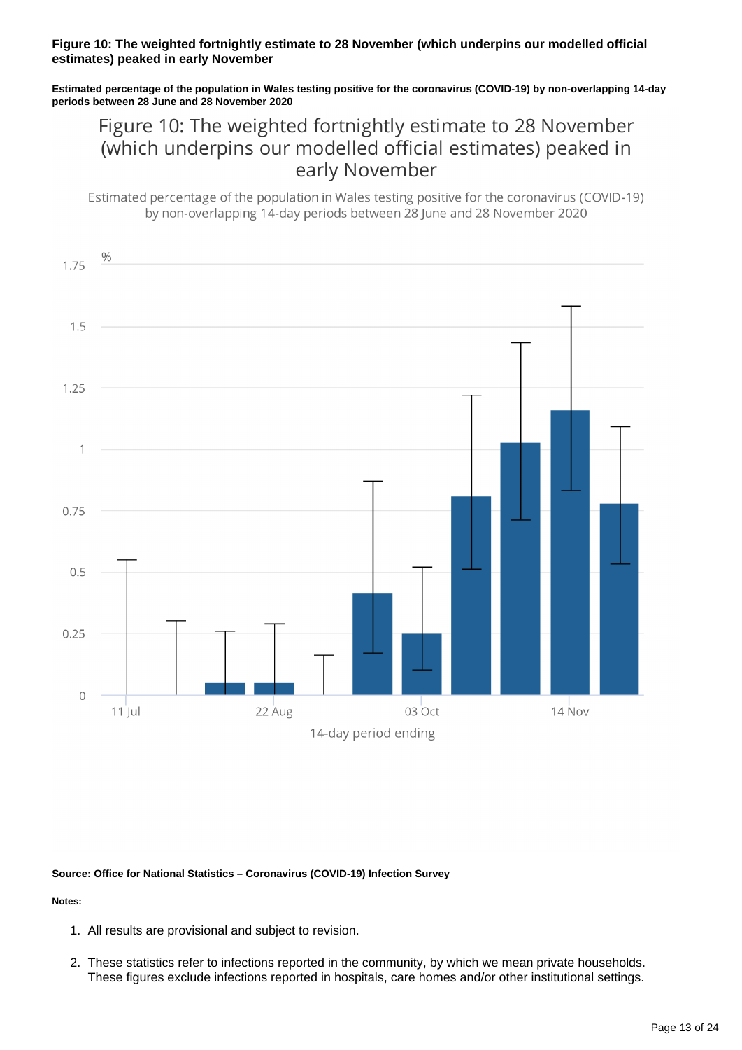**Figure 10: The weighted fortnightly estimate to 28 November (which underpins our modelled official estimates) peaked in early November**

**Estimated percentage of the population in Wales testing positive for the coronavirus (COVID-19) by non-overlapping 14-day periods between 28 June and 28 November 2020**

Figure 10: The weighted fortnightly estimate to 28 November (which underpins our modelled official estimates) peaked in early November

Estimated percentage of the population in Wales testing positive for the coronavirus (COVID-19) by non-overlapping 14-day periods between 28 June and 28 November 2020

**Source: Office for National Statistics – Coronavirus (COVID-19) Infection Survey**

**Notes:**

1. All results are provisional and subject to revision.
2. These statistics refer to infections reported in the community, by which we mean private households. These figures exclude infections reported in hospitals, care homes and/or other institutional settings.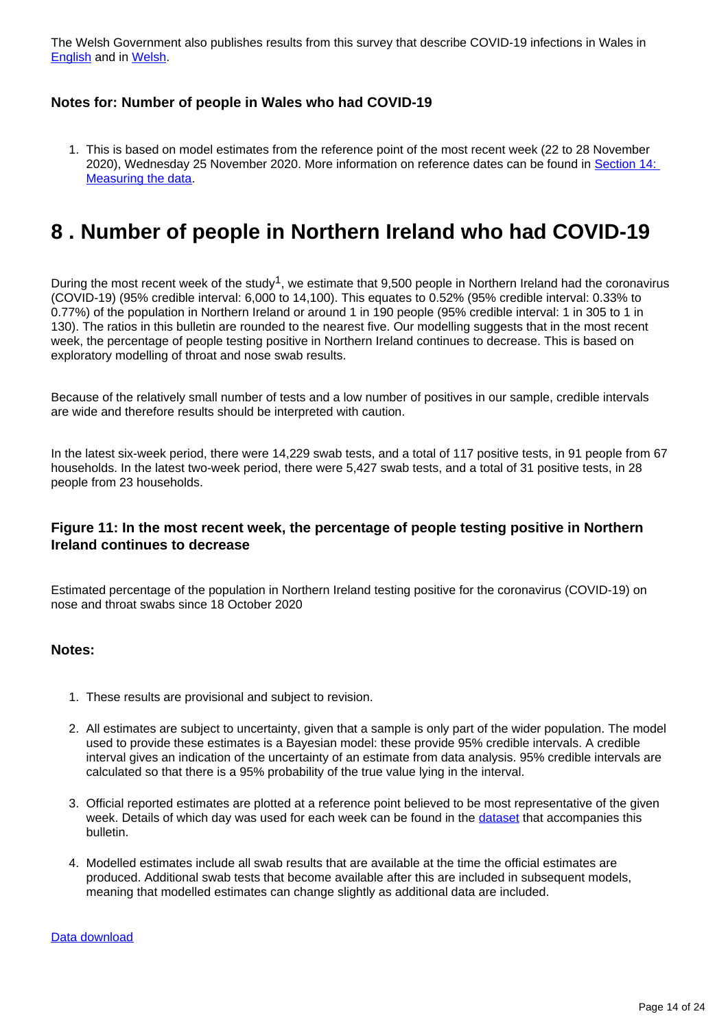The Welsh Government also publishes results from this survey that describe COVID-19 infections in Wales in English and in Welsh.

### Notes for: Number of people in Wales who had COVID-19

1. This is based on model estimates from the reference point of the most recent week (22 to 28 November 2020), Wednesday 25 November 2020. More information on reference dates can be found in Section 14: Measuring the data.

# 8 . Number of people in Northern Ireland who had COVID-19

During the most recent week of the study[1], we estimate that 9,500 people in Northern Ireland had the coronavirus (COVID-19) (95% credible interval: 6,000 to 14,100). This equates to 0.52% (95% credible interval: 0.33% to 0.77%) of the population in Northern Ireland or around 1 in 190 people (95% credible interval: 1 in 305 to 1 in 130). The ratios in this bulletin are rounded to the nearest five. Our modelling suggests that in the most recent week, the percentage of people testing positive in Northern Ireland continues to decrease. This is based on exploratory modelling of throat and nose swab results.

Because of the relatively small number of tests and a low number of positives in our sample, credible intervals are wide and therefore results should be interpreted with caution.

In the latest six-week period, there were 14,229 swab tests, and a total of 117 positive tests, in 91 people from 67 households. In the latest two-week period, there were 5,427 swab tests, and a total of 31 positive tests, in 28 people from 23 households.

### Figure 11: In the most recent week, the percentage of people testing positive in Northern Ireland continues to decrease

Estimated percentage of the population in Northern Ireland testing positive for the coronavirus (COVID-19) on nose and throat swabs since 18 October 2020

### Notes:

1. These results are provisional and subject to revision.
2. All estimates are subject to uncertainty, given that a sample is only part of the wider population. The model used to provide these estimates is a Bayesian model: these provide 95% credible intervals. A credible interval gives an indication of the uncertainty of an estimate from data analysis. 95% credible intervals are calculated so that there is a 95% probability of the true value lying in the interval.
3. Official reported estimates are plotted at a reference point believed to be most representative of the given week. Details of which day was used for each week can be found in the dataset that accompanies this bulletin.
4. Modelled estimates include all swab results that are available at the time the official estimates are produced. Additional swab tests that become available after this are included in subsequent models, meaning that modelled estimates can change slightly as additional data are included.

Data download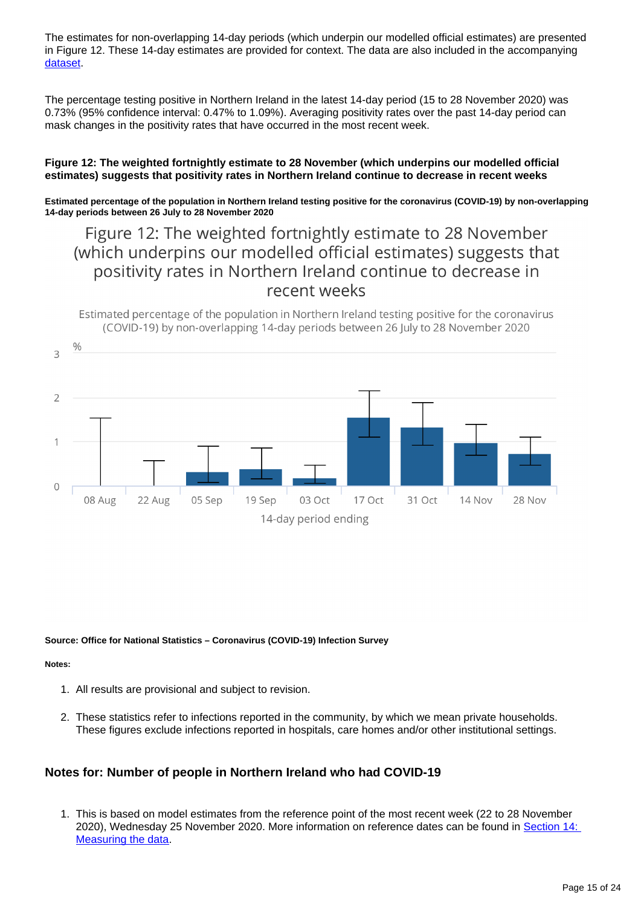The estimates for non-overlapping 14-day periods (which underpin our modelled official estimates) are presented in Figure 12. These 14-day estimates are provided for context. The data are also included in the accompanying [dataset](dataset).

The percentage testing positive in Northern Ireland in the latest 14-day period (15 to 28 November 2020) was 0.73% (95% confidence interval: 0.47% to 1.09%). Averaging positivity rates over the past 14-day period can mask changes in the positivity rates that have occurred in the most recent week.

**Figure 12: The weighted fortnightly estimate to 28 November (which underpins our modelled official estimates) suggests that positivity rates in Northern Ireland continue to decrease in recent weeks**

**Estimated percentage of the population in Northern Ireland testing positive for the coronavirus (COVID-19) by non-overlapping 14-day periods between 26 July to 28 November 2020**

Figure 12: The weighted fortnightly estimate to 28 November (which underpins our modelled official estimates) suggests that positivity rates in Northern Ireland continue to decrease in recent weeks

Estimated percentage of the population in Northern Ireland testing positive for the coronavirus (COVID-19) by non-overlapping 14-day periods between 26 July to 28 November 2020

**Source: Office for National Statistics – Coronavirus (COVID-19) Infection Survey**

**Notes:**

1. All results are provisional and subject to revision.
2. These statistics refer to infections reported in the community, by which we mean private households. These figures exclude infections reported in hospitals, care homes and/or other institutional settings.

### Notes for: Number of people in Northern Ireland who had COVID-19

1. This is based on model estimates from the reference point of the most recent week (22 to 28 November 2020), Wednesday 25 November 2020. More information on reference dates can be found in [Section 14: Measuring the data](Section 14: Measuring the data).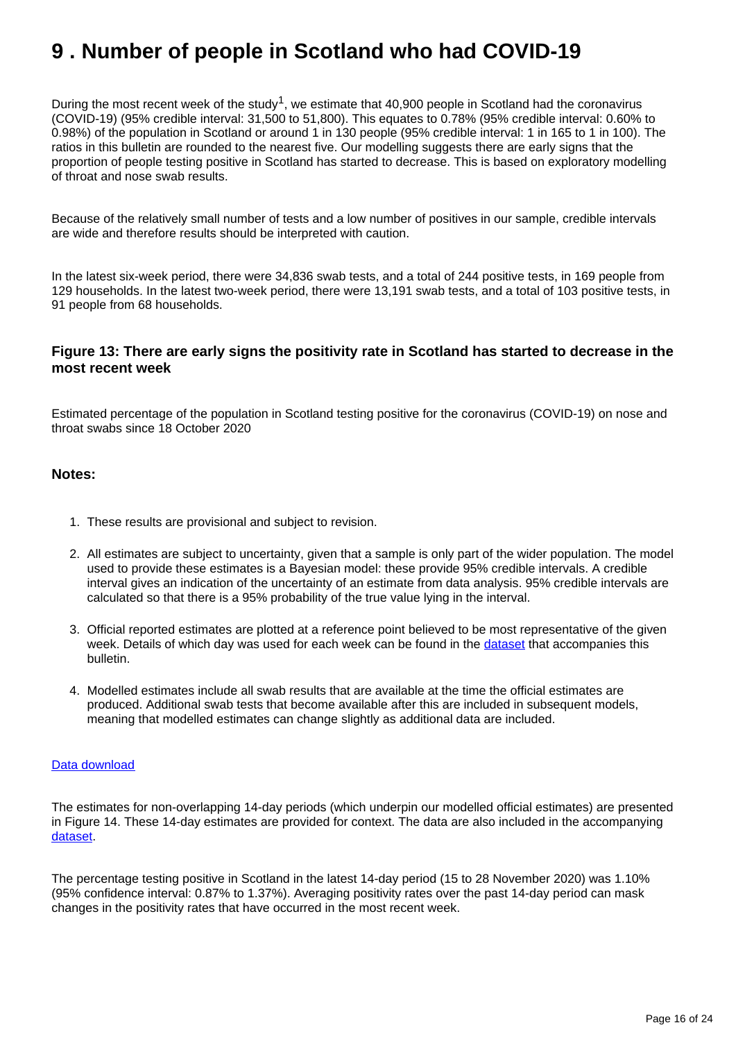# 9 . Number of people in Scotland who had COVID-19

During the most recent week of the study[1], we estimate that 40,900 people in Scotland had the coronavirus (COVID-19) (95% credible interval: 31,500 to 51,800). This equates to 0.78% (95% credible interval: 0.60% to 0.98%) of the population in Scotland or around 1 in 130 people (95% credible interval: 1 in 165 to 1 in 100). The ratios in this bulletin are rounded to the nearest five. Our modelling suggests there are early signs that the proportion of people testing positive in Scotland has started to decrease. This is based on exploratory modelling of throat and nose swab results.

Because of the relatively small number of tests and a low number of positives in our sample, credible intervals are wide and therefore results should be interpreted with caution.

In the latest six-week period, there were 34,836 swab tests, and a total of 244 positive tests, in 169 people from 129 households. In the latest two-week period, there were 13,191 swab tests, and a total of 103 positive tests, in 91 people from 68 households.

### Figure 13: There are early signs the positivity rate in Scotland has started to decrease in the most recent week

Estimated percentage of the population in Scotland testing positive for the coronavirus (COVID-19) on nose and throat swabs since 18 October 2020

### Notes:

1. These results are provisional and subject to revision.
2. All estimates are subject to uncertainty, given that a sample is only part of the wider population. The model used to provide these estimates is a Bayesian model: these provide 95% credible intervals. A credible interval gives an indication of the uncertainty of an estimate from data analysis. 95% credible intervals are calculated so that there is a 95% probability of the true value lying in the interval.
3. Official reported estimates are plotted at a reference point believed to be most representative of the given week. Details of which day was used for each week can be found in the dataset that accompanies this bulletin.
4. Modelled estimates include all swab results that are available at the time the official estimates are produced. Additional swab tests that become available after this are included in subsequent models, meaning that modelled estimates can change slightly as additional data are included.

Data download

The estimates for non-overlapping 14-day periods (which underpin our modelled official estimates) are presented in Figure 14. These 14-day estimates are provided for context. The data are also included in the accompanying dataset.

The percentage testing positive in Scotland in the latest 14-day period (15 to 28 November 2020) was 1.10% (95% confidence interval: 0.87% to 1.37%). Averaging positivity rates over the past 14-day period can mask changes in the positivity rates that have occurred in the most recent week.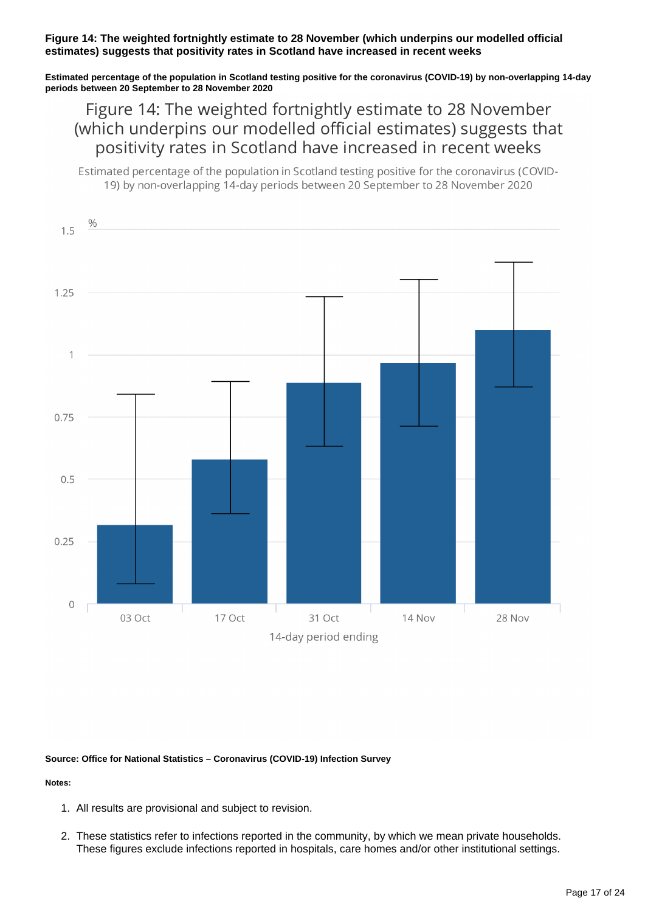**Figure 14: The weighted fortnightly estimate to 28 November (which underpins our modelled official estimates) suggests that positivity rates in Scotland have increased in recent weeks**

**Estimated percentage of the population in Scotland testing positive for the coronavirus (COVID-19) by non-overlapping 14-day periods between 20 September to 28 November 2020**

**Source: Office for National Statistics – Coronavirus (COVID-19) Infection Survey**

**Notes:**

1. All results are provisional and subject to revision.
2. These statistics refer to infections reported in the community, by which we mean private households. These figures exclude infections reported in hospitals, care homes and/or other institutional settings.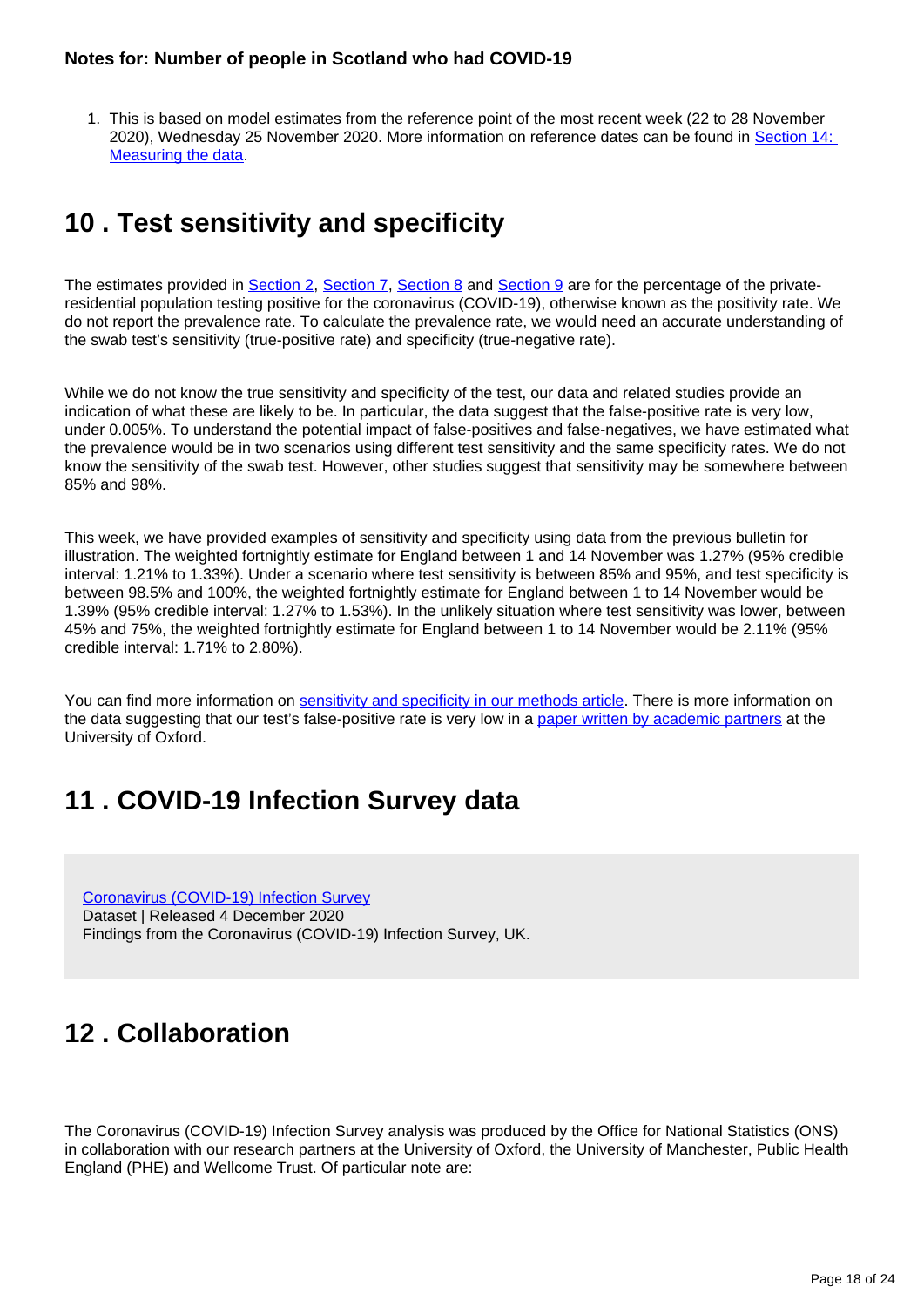### Notes for: Number of people in Scotland who had COVID-19

1. This is based on model estimates from the reference point of the most recent week (22 to 28 November 2020), Wednesday 25 November 2020. More information on reference dates can be found in Section 14: Measuring the data.

## 10 . Test sensitivity and specificity

The estimates provided in Section 2, Section 7, Section 8 and Section 9 are for the percentage of the private-residential population testing positive for the coronavirus (COVID-19), otherwise known as the positivity rate. We do not report the prevalence rate. To calculate the prevalence rate, we would need an accurate understanding of the swab test's sensitivity (true-positive rate) and specificity (true-negative rate).

While we do not know the true sensitivity and specificity of the test, our data and related studies provide an indication of what these are likely to be. In particular, the data suggest that the false-positive rate is very low, under 0.005%. To understand the potential impact of false-positives and false-negatives, we have estimated what the prevalence would be in two scenarios using different test sensitivity and the same specificity rates. We do not know the sensitivity of the swab test. However, other studies suggest that sensitivity may be somewhere between 85% and 98%.

This week, we have provided examples of sensitivity and specificity using data from the previous bulletin for illustration. The weighted fortnightly estimate for England between 1 and 14 November was 1.27% (95% credible interval: 1.21% to 1.33%). Under a scenario where test sensitivity is between 85% and 95%, and test specificity is between 98.5% and 100%, the weighted fortnightly estimate for England between 1 to 14 November would be 1.39% (95% credible interval: 1.27% to 1.53%). In the unlikely situation where test sensitivity was lower, between 45% and 75%, the weighted fortnightly estimate for England between 1 to 14 November would be 2.11% (95% credible interval: 1.71% to 2.80%).

You can find more information on sensitivity and specificity in our methods article. There is more information on the data suggesting that our test's false-positive rate is very low in a paper written by academic partners at the University of Oxford.

## 11 . COVID-19 Infection Survey data

Coronavirus (COVID-19) Infection Survey
Dataset | Released 4 December 2020
Findings from the Coronavirus (COVID-19) Infection Survey, UK.

## 12 . Collaboration

The Coronavirus (COVID-19) Infection Survey analysis was produced by the Office for National Statistics (ONS) in collaboration with our research partners at the University of Oxford, the University of Manchester, Public Health England (PHE) and Wellcome Trust. Of particular note are: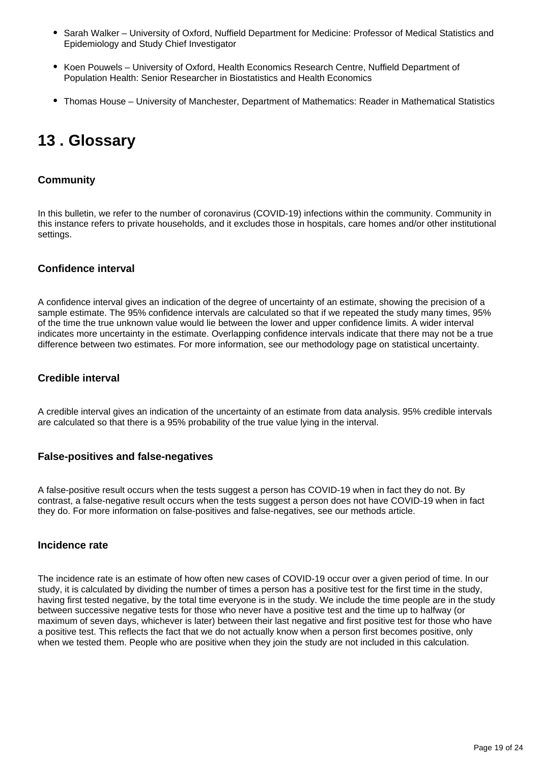- Sarah Walker – University of Oxford, Nuffield Department for Medicine: Professor of Medical Statistics and Epidemiology and Study Chief Investigator
- Koen Pouwels – University of Oxford, Health Economics Research Centre, Nuffield Department of Population Health: Senior Researcher in Biostatistics and Health Economics
- Thomas House – University of Manchester, Department of Mathematics: Reader in Mathematical Statistics

## 13 . Glossary

### Community

In this bulletin, we refer to the number of coronavirus (COVID-19) infections within the community. Community in this instance refers to private households, and it excludes those in hospitals, care homes and/or other institutional settings.

### Confidence interval

A confidence interval gives an indication of the degree of uncertainty of an estimate, showing the precision of a sample estimate. The 95% confidence intervals are calculated so that if we repeated the study many times, 95% of the time the true unknown value would lie between the lower and upper confidence limits. A wider interval indicates more uncertainty in the estimate. Overlapping confidence intervals indicate that there may not be a true difference between two estimates. For more information, see our methodology page on statistical uncertainty.

### Credible interval

A credible interval gives an indication of the uncertainty of an estimate from data analysis. 95% credible intervals are calculated so that there is a 95% probability of the true value lying in the interval.

### False-positives and false-negatives

A false-positive result occurs when the tests suggest a person has COVID-19 when in fact they do not. By contrast, a false-negative result occurs when the tests suggest a person does not have COVID-19 when in fact they do. For more information on false-positives and false-negatives, see our methods article.

### Incidence rate

The incidence rate is an estimate of how often new cases of COVID-19 occur over a given period of time. In our study, it is calculated by dividing the number of times a person has a positive test for the first time in the study, having first tested negative, by the total time everyone is in the study. We include the time people are in the study between successive negative tests for those who never have a positive test and the time up to halfway (or maximum of seven days, whichever is later) between their last negative and first positive test for those who have a positive test. This reflects the fact that we do not actually know when a person first becomes positive, only when we tested them. People who are positive when they join the study are not included in this calculation.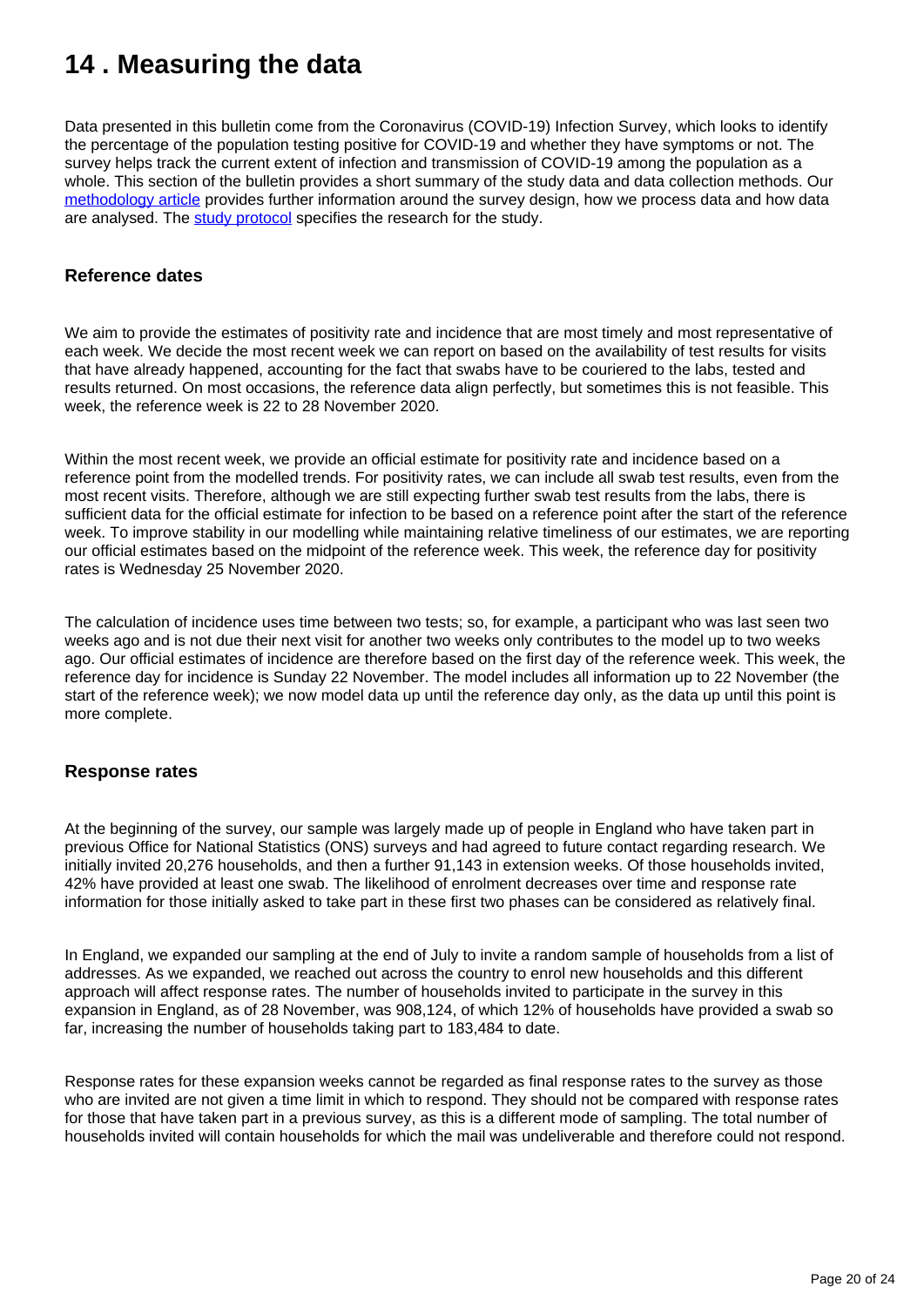# 14 . Measuring the data

Data presented in this bulletin come from the Coronavirus (COVID-19) Infection Survey, which looks to identify the percentage of the population testing positive for COVID-19 and whether they have symptoms or not. The survey helps track the current extent of infection and transmission of COVID-19 among the population as a whole. This section of the bulletin provides a short summary of the study data and data collection methods. Our methodology article provides further information around the survey design, how we process data and how data are analysed. The study protocol specifies the research for the study.

### Reference dates

We aim to provide the estimates of positivity rate and incidence that are most timely and most representative of each week. We decide the most recent week we can report on based on the availability of test results for visits that have already happened, accounting for the fact that swabs have to be couriered to the labs, tested and results returned. On most occasions, the reference data align perfectly, but sometimes this is not feasible. This week, the reference week is 22 to 28 November 2020.

Within the most recent week, we provide an official estimate for positivity rate and incidence based on a reference point from the modelled trends. For positivity rates, we can include all swab test results, even from the most recent visits. Therefore, although we are still expecting further swab test results from the labs, there is sufficient data for the official estimate for infection to be based on a reference point after the start of the reference week. To improve stability in our modelling while maintaining relative timeliness of our estimates, we are reporting our official estimates based on the midpoint of the reference week. This week, the reference day for positivity rates is Wednesday 25 November 2020.

The calculation of incidence uses time between two tests; so, for example, a participant who was last seen two weeks ago and is not due their next visit for another two weeks only contributes to the model up to two weeks ago. Our official estimates of incidence are therefore based on the first day of the reference week. This week, the reference day for incidence is Sunday 22 November. The model includes all information up to 22 November (the start of the reference week); we now model data up until the reference day only, as the data up until this point is more complete.

### Response rates

At the beginning of the survey, our sample was largely made up of people in England who have taken part in previous Office for National Statistics (ONS) surveys and had agreed to future contact regarding research. We initially invited 20,276 households, and then a further 91,143 in extension weeks. Of those households invited, 42% have provided at least one swab. The likelihood of enrolment decreases over time and response rate information for those initially asked to take part in these first two phases can be considered as relatively final.

In England, we expanded our sampling at the end of July to invite a random sample of households from a list of addresses. As we expanded, we reached out across the country to enrol new households and this different approach will affect response rates. The number of households invited to participate in the survey in this expansion in England, as of 28 November, was 908,124, of which 12% of households have provided a swab so far, increasing the number of households taking part to 183,484 to date.

Response rates for these expansion weeks cannot be regarded as final response rates to the survey as those who are invited are not given a time limit in which to respond. They should not be compared with response rates for those that have taken part in a previous survey, as this is a different mode of sampling. The total number of households invited will contain households for which the mail was undeliverable and therefore could not respond.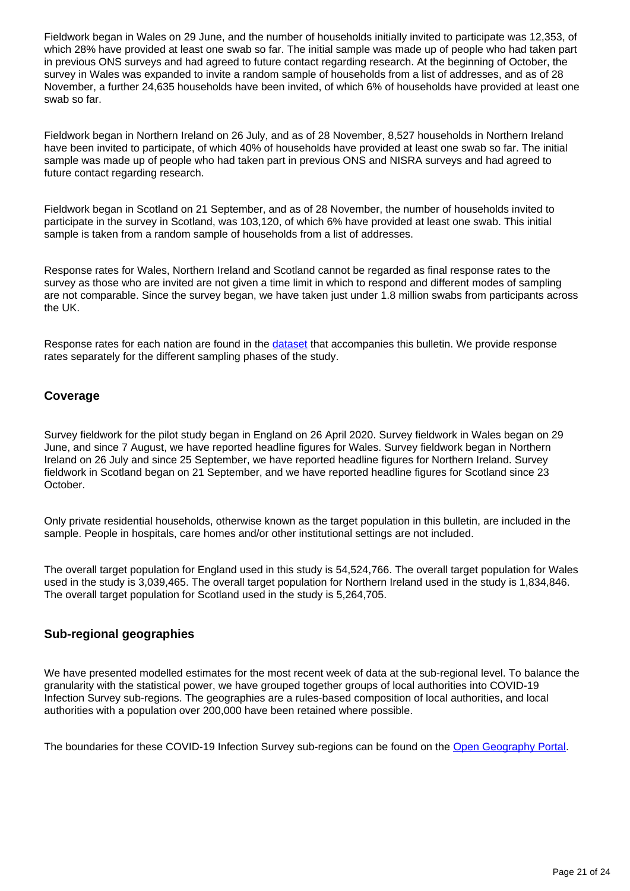Fieldwork began in Wales on 29 June, and the number of households initially invited to participate was 12,353, of which 28% have provided at least one swab so far. The initial sample was made up of people who had taken part in previous ONS surveys and had agreed to future contact regarding research. At the beginning of October, the survey in Wales was expanded to invite a random sample of households from a list of addresses, and as of 28 November, a further 24,635 households have been invited, of which 6% of households have provided at least one swab so far.

Fieldwork began in Northern Ireland on 26 July, and as of 28 November, 8,527 households in Northern Ireland have been invited to participate, of which 40% of households have provided at least one swab so far. The initial sample was made up of people who had taken part in previous ONS and NISRA surveys and had agreed to future contact regarding research.

Fieldwork began in Scotland on 21 September, and as of 28 November, the number of households invited to participate in the survey in Scotland, was 103,120, of which 6% have provided at least one swab. This initial sample is taken from a random sample of households from a list of addresses.

Response rates for Wales, Northern Ireland and Scotland cannot be regarded as final response rates to the survey as those who are invited are not given a time limit in which to respond and different modes of sampling are not comparable. Since the survey began, we have taken just under 1.8 million swabs from participants across the UK.

Response rates for each nation are found in the [dataset](#) that accompanies this bulletin. We provide response rates separately for the different sampling phases of the study.

## Coverage

Survey fieldwork for the pilot study began in England on 26 April 2020. Survey fieldwork in Wales began on 29 June, and since 7 August, we have reported headline figures for Wales. Survey fieldwork began in Northern Ireland on 26 July and since 25 September, we have reported headline figures for Northern Ireland. Survey fieldwork in Scotland began on 21 September, and we have reported headline figures for Scotland since 23 October.

Only private residential households, otherwise known as the target population in this bulletin, are included in the sample. People in hospitals, care homes and/or other institutional settings are not included.

The overall target population for England used in this study is 54,524,766. The overall target population for Wales used in the study is 3,039,465. The overall target population for Northern Ireland used in the study is 1,834,846. The overall target population for Scotland used in the study is 5,264,705.

## Sub-regional geographies

We have presented modelled estimates for the most recent week of data at the sub-regional level. To balance the granularity with the statistical power, we have grouped together groups of local authorities into COVID-19 Infection Survey sub-regions. The geographies are a rules-based composition of local authorities, and local authorities with a population over 200,000 have been retained where possible.

The boundaries for these COVID-19 Infection Survey sub-regions can be found on the [Open Geography Portal](#).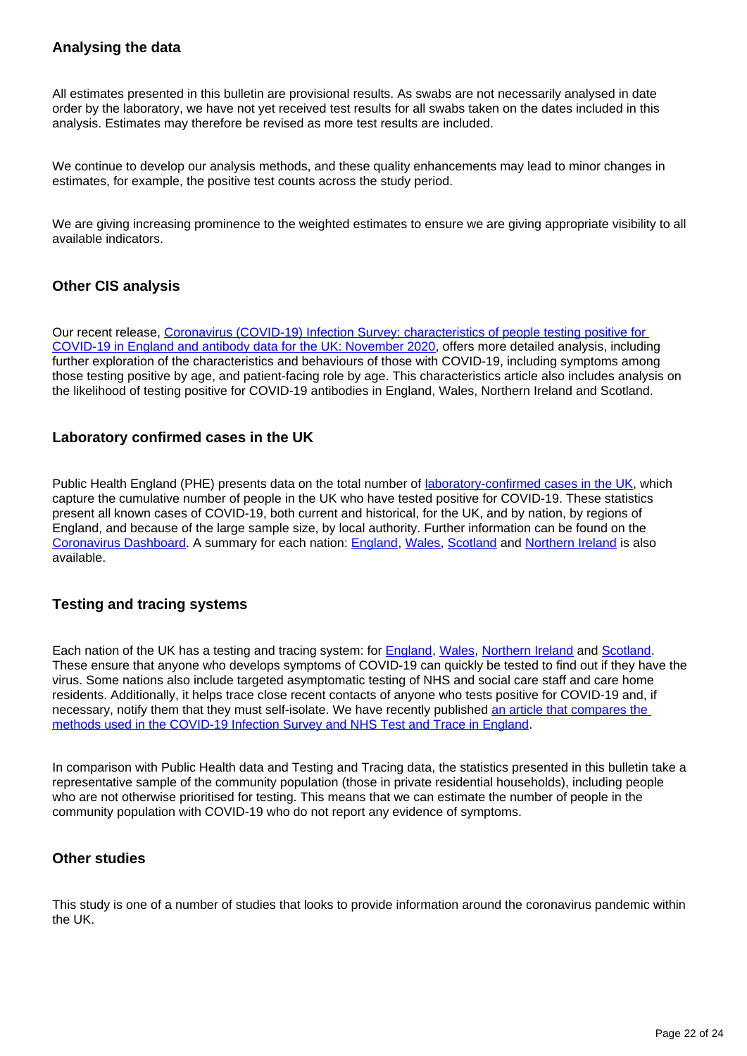### Analysing the data

All estimates presented in this bulletin are provisional results. As swabs are not necessarily analysed in date order by the laboratory, we have not yet received test results for all swabs taken on the dates included in this analysis. Estimates may therefore be revised as more test results are included.

We continue to develop our analysis methods, and these quality enhancements may lead to minor changes in estimates, for example, the positive test counts across the study period.

We are giving increasing prominence to the weighted estimates to ensure we are giving appropriate visibility to all available indicators.

### Other CIS analysis

Our recent release, [Coronavirus (COVID-19) Infection Survey: characteristics of people testing positive for COVID-19 in England and antibody data for the UK: November 2020](), offers more detailed analysis, including further exploration of the characteristics and behaviours of those with COVID-19, including symptoms among those testing positive by age, and patient-facing role by age. This characteristics article also includes analysis on the likelihood of testing positive for COVID-19 antibodies in England, Wales, Northern Ireland and Scotland.

### Laboratory confirmed cases in the UK

Public Health England (PHE) presents data on the total number of [laboratory-confirmed cases in the UK](), which capture the cumulative number of people in the UK who have tested positive for COVID-19. These statistics present all known cases of COVID-19, both current and historical, for the UK, and by nation, by regions of England, and because of the large sample size, by local authority. Further information can be found on the [Coronavirus Dashboard](). A summary for each nation: [England](), [Wales](), [Scotland]() and [Northern Ireland]() is also available.

### Testing and tracing systems

Each nation of the UK has a testing and tracing system: for [England](), [Wales](), [Northern Ireland]() and [Scotland](). These ensure that anyone who develops symptoms of COVID-19 can quickly be tested to find out if they have the virus. Some nations also include targeted asymptomatic testing of NHS and social care staff and care home residents. Additionally, it helps trace close recent contacts of anyone who tests positive for COVID-19 and, if necessary, notify them that they must self-isolate. We have recently published [an article that compares the methods used in the COVID-19 Infection Survey and NHS Test and Trace in England]().

In comparison with Public Health data and Testing and Tracing data, the statistics presented in this bulletin take a representative sample of the community population (those in private residential households), including people who are not otherwise prioritised for testing. This means that we can estimate the number of people in the community population with COVID-19 who do not report any evidence of symptoms.

### Other studies

This study is one of a number of studies that looks to provide information around the coronavirus pandemic within the UK.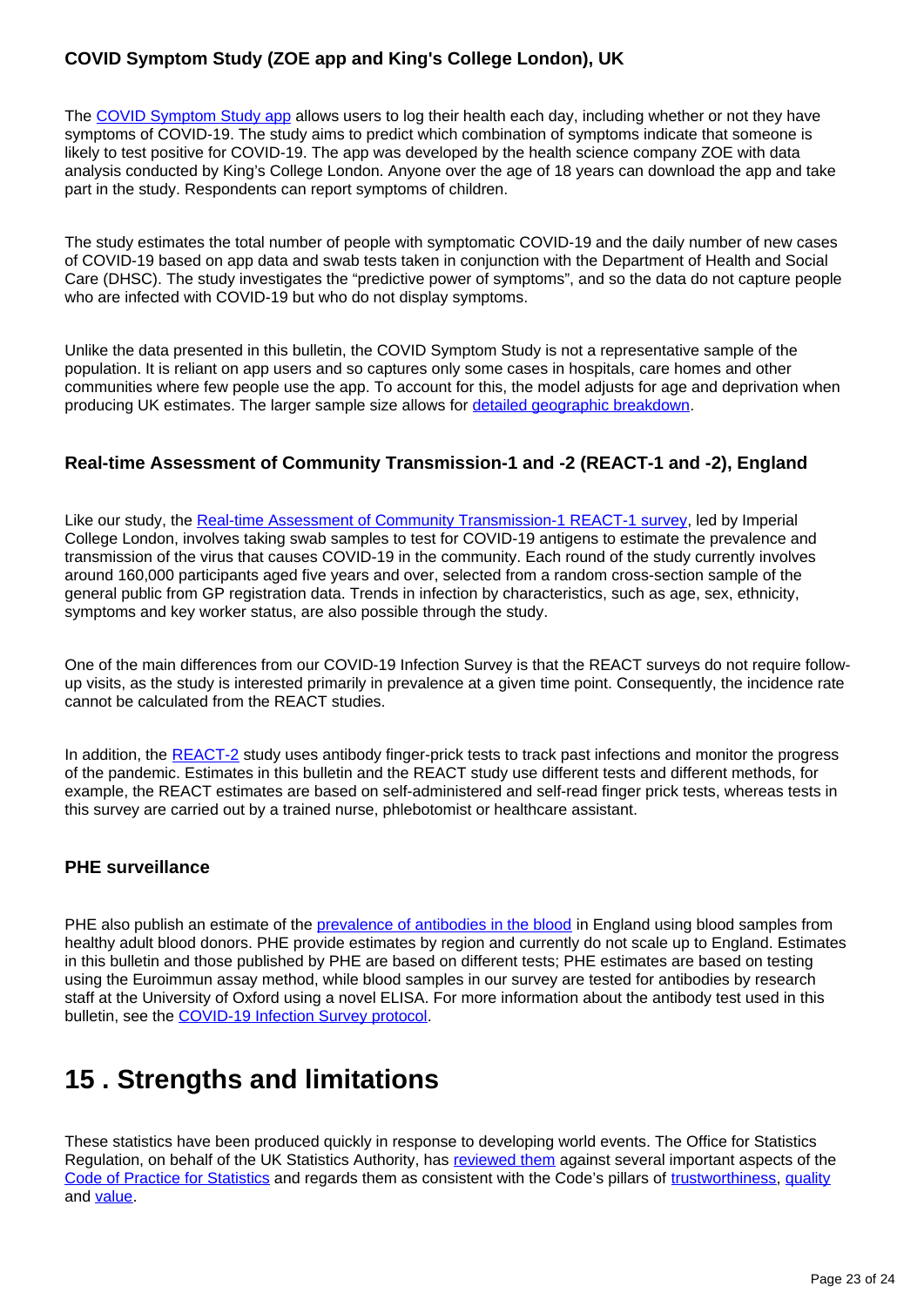### COVID Symptom Study (ZOE app and King's College London), UK

The COVID Symptom Study app allows users to log their health each day, including whether or not they have symptoms of COVID-19. The study aims to predict which combination of symptoms indicate that someone is likely to test positive for COVID-19. The app was developed by the health science company ZOE with data analysis conducted by King's College London. Anyone over the age of 18 years can download the app and take part in the study. Respondents can report symptoms of children.

The study estimates the total number of people with symptomatic COVID-19 and the daily number of new cases of COVID-19 based on app data and swab tests taken in conjunction with the Department of Health and Social Care (DHSC). The study investigates the "predictive power of symptoms", and so the data do not capture people who are infected with COVID-19 but who do not display symptoms.

Unlike the data presented in this bulletin, the COVID Symptom Study is not a representative sample of the population. It is reliant on app users and so captures only some cases in hospitals, care homes and other communities where few people use the app. To account for this, the model adjusts for age and deprivation when producing UK estimates. The larger sample size allows for detailed geographic breakdown.

### Real-time Assessment of Community Transmission-1 and -2 (REACT-1 and -2), England

Like our study, the Real-time Assessment of Community Transmission-1 REACT-1 survey, led by Imperial College London, involves taking swab samples to test for COVID-19 antigens to estimate the prevalence and transmission of the virus that causes COVID-19 in the community. Each round of the study currently involves around 160,000 participants aged five years and over, selected from a random cross-section sample of the general public from GP registration data. Trends in infection by characteristics, such as age, sex, ethnicity, symptoms and key worker status, are also possible through the study.

One of the main differences from our COVID-19 Infection Survey is that the REACT surveys do not require follow-up visits, as the study is interested primarily in prevalence at a given time point. Consequently, the incidence rate cannot be calculated from the REACT studies.

In addition, the REACT-2 study uses antibody finger-prick tests to track past infections and monitor the progress of the pandemic. Estimates in this bulletin and the REACT study use different tests and different methods, for example, the REACT estimates are based on self-administered and self-read finger prick tests, whereas tests in this survey are carried out by a trained nurse, phlebotomist or healthcare assistant.

### PHE surveillance

PHE also publish an estimate of the prevalence of antibodies in the blood in England using blood samples from healthy adult blood donors. PHE provide estimates by region and currently do not scale up to England. Estimates in this bulletin and those published by PHE are based on different tests; PHE estimates are based on testing using the Euroimmun assay method, while blood samples in our survey are tested for antibodies by research staff at the University of Oxford using a novel ELISA. For more information about the antibody test used in this bulletin, see the COVID-19 Infection Survey protocol.

## 15 . Strengths and limitations

These statistics have been produced quickly in response to developing world events. The Office for Statistics Regulation, on behalf of the UK Statistics Authority, has reviewed them against several important aspects of the Code of Practice for Statistics and regards them as consistent with the Code's pillars of trustworthiness, quality and value.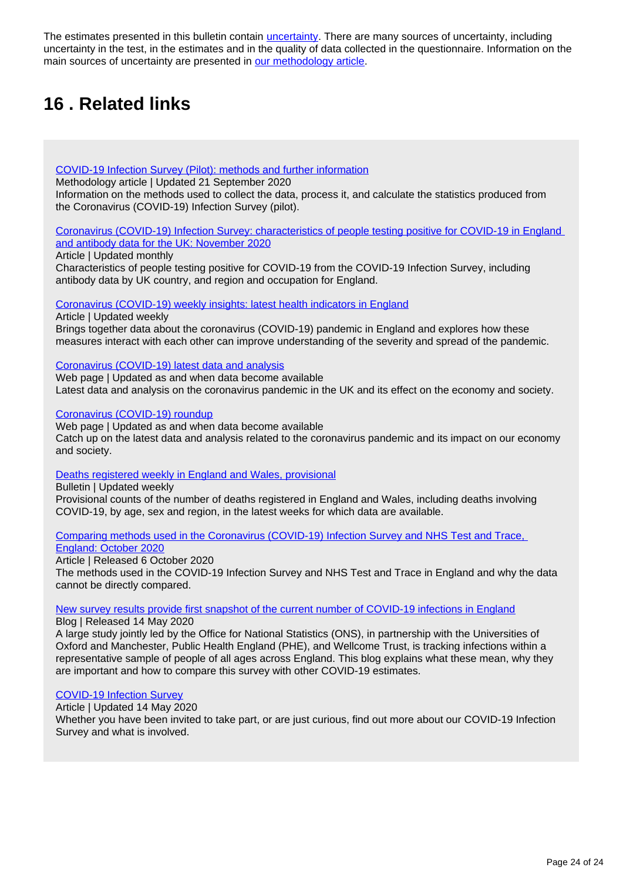The estimates presented in this bulletin contain uncertainty. There are many sources of uncertainty, including uncertainty in the test, in the estimates and in the quality of data collected in the questionnaire. Information on the main sources of uncertainty are presented in our methodology article.

## 16 . Related links

COVID-19 Infection Survey (Pilot): methods and further information
Methodology article | Updated 21 September 2020
Information on the methods used to collect the data, process it, and calculate the statistics produced from the Coronavirus (COVID-19) Infection Survey (pilot).

Coronavirus (COVID-19) Infection Survey: characteristics of people testing positive for COVID-19 in England and antibody data for the UK: November 2020
Article | Updated monthly
Characteristics of people testing positive for COVID-19 from the COVID-19 Infection Survey, including antibody data by UK country, and region and occupation for England.

Coronavirus (COVID-19) weekly insights: latest health indicators in England
Article | Updated weekly
Brings together data about the coronavirus (COVID-19) pandemic in England and explores how these measures interact with each other can improve understanding of the severity and spread of the pandemic.

Coronavirus (COVID-19) latest data and analysis
Web page | Updated as and when data become available
Latest data and analysis on the coronavirus pandemic in the UK and its effect on the economy and society.

Coronavirus (COVID-19) roundup
Web page | Updated as and when data become available
Catch up on the latest data and analysis related to the coronavirus pandemic and its impact on our economy and society.

Deaths registered weekly in England and Wales, provisional
Bulletin | Updated weekly
Provisional counts of the number of deaths registered in England and Wales, including deaths involving COVID-19, by age, sex and region, in the latest weeks for which data are available.

Comparing methods used in the Coronavirus (COVID-19) Infection Survey and NHS Test and Trace, England: October 2020
Article | Released 6 October 2020
The methods used in the COVID-19 Infection Survey and NHS Test and Trace in England and why the data cannot be directly compared.

New survey results provide first snapshot of the current number of COVID-19 infections in England
Blog | Released 14 May 2020
A large study jointly led by the Office for National Statistics (ONS), in partnership with the Universities of Oxford and Manchester, Public Health England (PHE), and Wellcome Trust, is tracking infections within a representative sample of people of all ages across England. This blog explains what these mean, why they are important and how to compare this survey with other COVID-19 estimates.

COVID-19 Infection Survey
Article | Updated 14 May 2020
Whether you have been invited to take part, or are just curious, find out more about our COVID-19 Infection Survey and what is involved.